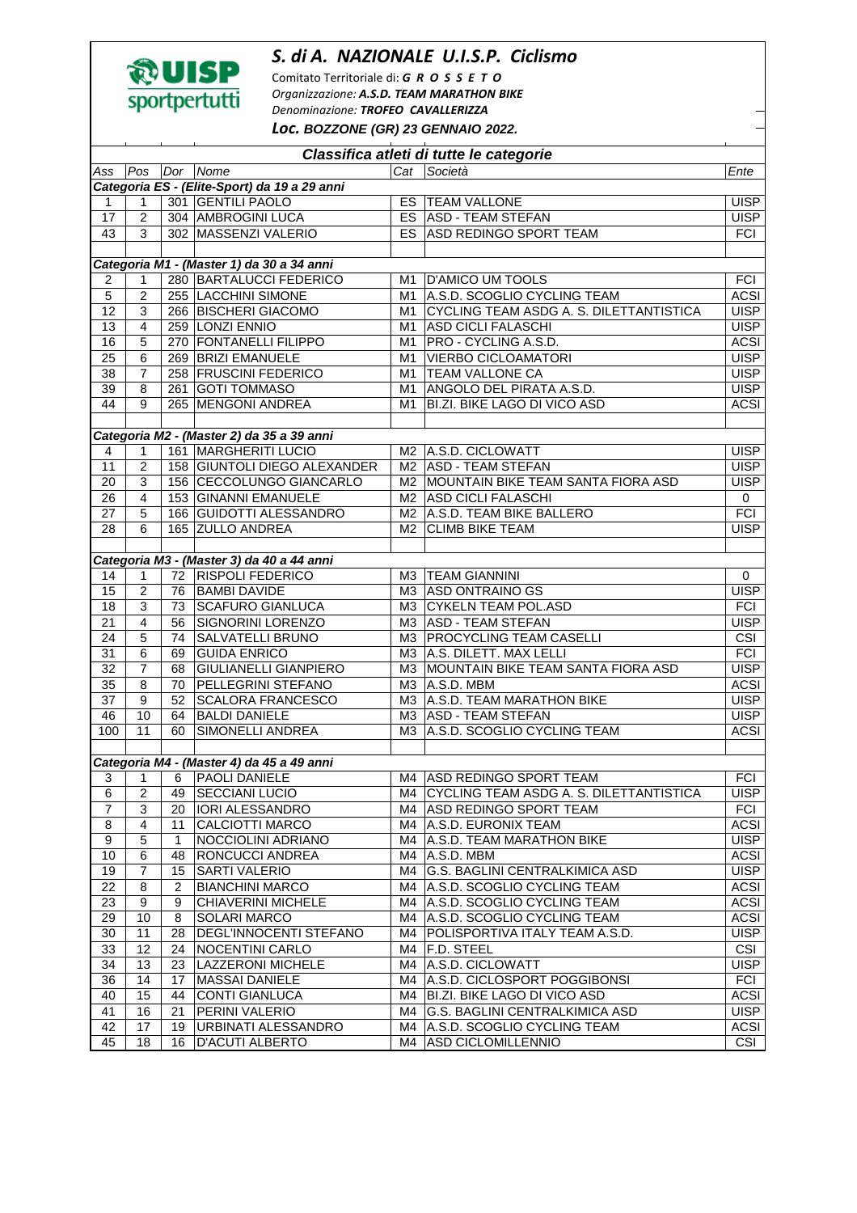# S. di A. NAZIONALE U.I.S.P. Ciclismo

Comitato Territoriale di: ***G R O S S E T O***
*Organizzazione:* ***A.S.D. TEAM MARATHON BIKE***
*Denominazione:* ***TROFEO CAVALLERIZZA***
***Loc. BOZZONE (GR) 23 GENNAIO 2022.***

## Classifica atleti di tutte le categorie

| Ass | Pos | Dor | Nome | Cat | Società | Ente |
|---|---|---|---|---|---|---|
| **Categoria ES - (Elite-Sport) da 19 a 29 anni** | | | | | | |
| 1 | 1 | 301 | GENTILI PAOLO | ES | TEAM VALLONE | UISP |
| 17 | 2 | 304 | AMBROGINI LUCA | ES | ASD - TEAM STEFAN | UISP |
| 43 | 3 | 302 | MASSENZI VALERIO | ES | ASD REDINGO SPORT TEAM | FCI |
| **Categoria M1 - (Master 1) da 30 a 34 anni** | | | | | | |
| 2 | 1 | 280 | BARTALUCCI FEDERICO | M1 | D'AMICO UM TOOLS | FCI |
| 5 | 2 | 255 | LACCHINI SIMONE | M1 | A.S.D. SCOGLIO CYCLING TEAM | ACSI |
| 12 | 3 | 266 | BISCHERI GIACOMO | M1 | CYCLING TEAM ASDG A. S. DILETTANTISTICA | UISP |
| 13 | 4 | 259 | LONZI ENNIO | M1 | ASD CICLI FALASCHI | UISP |
| 16 | 5 | 270 | FONTANELLI FILIPPO | M1 | PRO - CYCLING A.S.D. | ACSI |
| 25 | 6 | 269 | BRIZI EMANUELE | M1 | VIERBO CICLOAMATORI | UISP |
| 38 | 7 | 258 | FRUSCINI FEDERICO | M1 | TEAM VALLONE CA | UISP |
| 39 | 8 | 261 | GOTI TOMMASO | M1 | ANGOLO DEL PIRATA A.S.D. | UISP |
| 44 | 9 | 265 | MENGONI ANDREA | M1 | BI.ZI. BIKE LAGO DI VICO ASD | ACSI |
| **Categoria M2 - (Master 2) da 35 a 39 anni** | | | | | | |
| 4 | 1 | 161 | MARGHERITI LUCIO | M2 | A.S.D. CICLOWATT | UISP |
| 11 | 2 | 158 | GIUNTOLI DIEGO ALEXANDER | M2 | ASD - TEAM STEFAN | UISP |
| 20 | 3 | 156 | CECCOLUNGO GIANCARLO | M2 | MOUNTAIN BIKE TEAM SANTA FIORA ASD | UISP |
| 26 | 4 | 153 | GINANNI EMANUELE | M2 | ASD CICLI FALASCHI | 0 |
| 27 | 5 | 166 | GUIDOTTI ALESSANDRO | M2 | A.S.D. TEAM BIKE BALLERO | FCI |
| 28 | 6 | 165 | ZULLO ANDREA | M2 | CLIMB BIKE TEAM | UISP |
| **Categoria M3 - (Master 3) da 40 a 44 anni** | | | | | | |
| 14 | 1 | 72 | RISPOLI FEDERICO | M3 | TEAM GIANNINI | 0 |
| 15 | 2 | 76 | BAMBI DAVIDE | M3 | ASD ONTRAINO GS | UISP |
| 18 | 3 | 73 | SCAFURO GIANLUCA | M3 | CYKELN TEAM POL.ASD | FCI |
| 21 | 4 | 56 | SIGNORINI LORENZO | M3 | ASD - TEAM STEFAN | UISP |
| 24 | 5 | 74 | SALVATELLI BRUNO | M3 | PROCYCLING TEAM CASELLI | CSI |
| 31 | 6 | 69 | GUIDA ENRICO | M3 | A.S. DILETT. MAX LELLI | FCI |
| 32 | 7 | 68 | GIULIANELLI GIANPIERO | M3 | MOUNTAIN BIKE TEAM SANTA FIORA ASD | UISP |
| 35 | 8 | 70 | PELLEGRINI STEFANO | M3 | A.S.D. MBM | ACSI |
| 37 | 9 | 52 | SCALORA FRANCESCO | M3 | A.S.D. TEAM MARATHON BIKE | UISP |
| 46 | 10 | 64 | BALDI DANIELE | M3 | ASD - TEAM STEFAN | UISP |
| 100 | 11 | 60 | SIMONELLI ANDREA | M3 | A.S.D. SCOGLIO CYCLING TEAM | ACSI |
| **Categoria M4 - (Master 4) da 45 a 49 anni** | | | | | | |
| 3 | 1 | 6 | PAOLI DANIELE | M4 | ASD REDINGO SPORT TEAM | FCI |
| 6 | 2 | 49 | SECCIANI LUCIO | M4 | CYCLING TEAM ASDG A. S. DILETTANTISTICA | UISP |
| 7 | 3 | 20 | IORI ALESSANDRO | M4 | ASD REDINGO SPORT TEAM | FCI |
| 8 | 4 | 11 | CALCIOTTI MARCO | M4 | A.S.D. EURONIX TEAM | ACSI |
| 9 | 5 | 1 | NOCCIOLINI ADRIANO | M4 | A.S.D. TEAM MARATHON BIKE | UISP |
| 10 | 6 | 48 | RONCUCCI ANDREA | M4 | A.S.D. MBM | ACSI |
| 19 | 7 | 15 | SARTI VALERIO | M4 | G.S. BAGLINI CENTRALKIMICA ASD | UISP |
| 22 | 8 | 2 | BIANCHINI MARCO | M4 | A.S.D. SCOGLIO CYCLING TEAM | ACSI |
| 23 | 9 | 9 | CHIAVERINI MICHELE | M4 | A.S.D. SCOGLIO CYCLING TEAM | ACSI |
| 29 | 10 | 8 | SOLARI MARCO | M4 | A.S.D. SCOGLIO CYCLING TEAM | ACSI |
| 30 | 11 | 28 | DEGL'INNOCENTI STEFANO | M4 | POLISPORTIVA ITALY TEAM A.S.D. | UISP |
| 33 | 12 | 24 | NOCENTINI CARLO | M4 | F.D. STEEL | CSI |
| 34 | 13 | 23 | LAZZERONI MICHELE | M4 | A.S.D. CICLOWATT | UISP |
| 36 | 14 | 17 | MASSAI DANIELE | M4 | A.S.D. CICLOSPORT POGGIBONSI | FCI |
| 40 | 15 | 44 | CONTI GIANLUCA | M4 | BI.ZI. BIKE LAGO DI VICO ASD | ACSI |
| 41 | 16 | 21 | PERINI VALERIO | M4 | G.S. BAGLINI CENTRALKIMICA ASD | UISP |
| 42 | 17 | 19 | URBINATI ALESSANDRO | M4 | A.S.D. SCOGLIO CYCLING TEAM | ACSI |
| 45 | 18 | 16 | D'ACUTI ALBERTO | M4 | ASD CICLOMILLENNIO | CSI |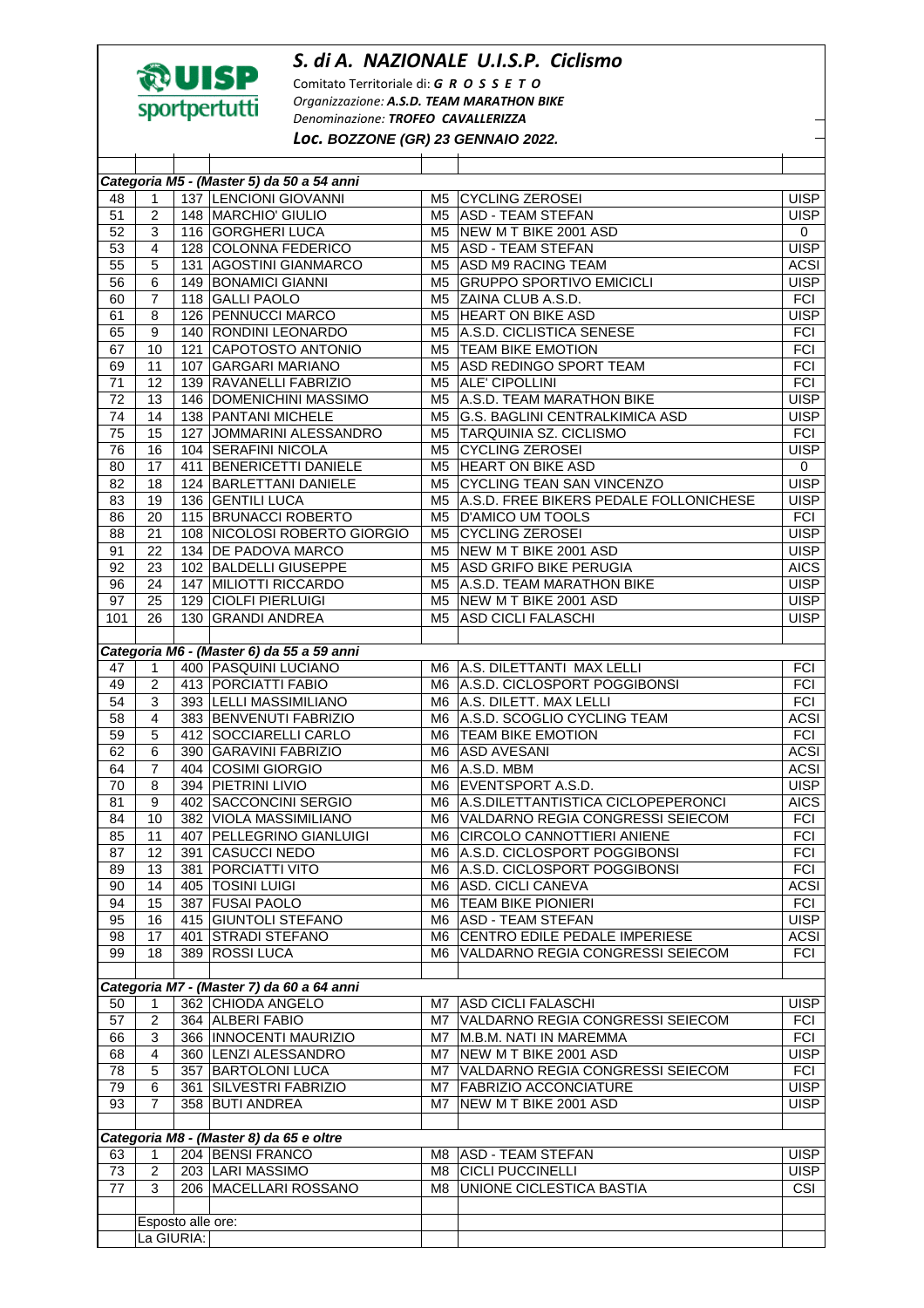UISP sportpertutti

# *S. di A. NAZIONALE U.I.S.P. Ciclismo*

Comitato Territoriale di: ***G R O S S E T O***
*Organizzazione:* ***A.S.D. TEAM MARATHON BIKE***
*Denominazione:* ***TROFEO CAVALLERIZZA***
***Loc.*** ***BOZZONE (GR) 23 GENNAIO 2022.***

| | | | | | | |
|---|---|---|---|---|---|---|
| ***Categoria M5 - (Master 5) da 50 a 54 anni*** | | | | | | |
| 48 | 1 | 137 | LENCIONI GIOVANNI | M5 | CYCLING ZEROSEI | UISP |
| 51 | 2 | 148 | MARCHIO' GIULIO | M5 | ASD - TEAM STEFAN | UISP |
| 52 | 3 | 116 | GORGHERI LUCA | M5 | NEW M T BIKE 2001 ASD | 0 |
| 53 | 4 | 128 | COLONNA FEDERICO | M5 | ASD - TEAM STEFAN | UISP |
| 55 | 5 | 131 | AGOSTINI GIANMARCO | M5 | ASD M9 RACING TEAM | ACSI |
| 56 | 6 | 149 | BONAMICI GIANNI | M5 | GRUPPO SPORTIVO EMICICLI | UISP |
| 60 | 7 | 118 | GALLI PAOLO | M5 | ZAINA CLUB A.S.D. | FCI |
| 61 | 8 | 126 | PENNUCCI MARCO | M5 | HEART ON BIKE ASD | UISP |
| 65 | 9 | 140 | RONDINI LEONARDO | M5 | A.S.D. CICLISTICA SENESE | FCI |
| 67 | 10 | 121 | CAPOTOSTO ANTONIO | M5 | TEAM BIKE EMOTION | FCI |
| 69 | 11 | 107 | GARGARI MARIANO | M5 | ASD REDINGO SPORT TEAM | FCI |
| 71 | 12 | 139 | RAVANELLI FABRIZIO | M5 | ALE' CIPOLLINI | FCI |
| 72 | 13 | 146 | DOMENICHINI MASSIMO | M5 | A.S.D. TEAM MARATHON BIKE | UISP |
| 74 | 14 | 138 | PANTANI MICHELE | M5 | G.S. BAGLINI CENTRALKIMICA ASD | UISP |
| 75 | 15 | 127 | JOMMARINI ALESSANDRO | M5 | TARQUINIA SZ. CICLISMO | FCI |
| 76 | 16 | 104 | SERAFINI NICOLA | M5 | CYCLING ZEROSEI | UISP |
| 80 | 17 | 411 | BENERICETTI DANIELE | M5 | HEART ON BIKE ASD | 0 |
| 82 | 18 | 124 | BARLETTANI DANIELE | M5 | CYCLING TEAN SAN VINCENZO | UISP |
| 83 | 19 | 136 | GENTILI LUCA | M5 | A.S.D. FREE BIKERS PEDALE FOLLONICHESE | UISP |
| 86 | 20 | 115 | BRUNACCI ROBERTO | M5 | D'AMICO UM TOOLS | FCI |
| 88 | 21 | 108 | NICOLOSI ROBERTO GIORGIO | M5 | CYCLING ZEROSEI | UISP |
| 91 | 22 | 134 | DE PADOVA MARCO | M5 | NEW M T BIKE 2001 ASD | UISP |
| 92 | 23 | 102 | BALDELLI GIUSEPPE | M5 | ASD GRIFO BIKE PERUGIA | AICS |
| 96 | 24 | 147 | MILIOTTI RICCARDO | M5 | A.S.D. TEAM MARATHON BIKE | UISP |
| 97 | 25 | 129 | CIOLFI PIERLUIGI | M5 | NEW M T BIKE 2001 ASD | UISP |
| 101 | 26 | 130 | GRANDI ANDREA | M5 | ASD CICLI FALASCHI | UISP |
| ***Categoria M6 - (Master 6) da 55 a 59 anni*** | | | | | | |
| 47 | 1 | 400 | PASQUINI LUCIANO | M6 | A.S. DILETTANTI MAX LELLI | FCI |
| 49 | 2 | 413 | PORCIATTI FABIO | M6 | A.S.D. CICLOSPORT POGGIBONSI | FCI |
| 54 | 3 | 393 | LELLI MASSIMILIANO | M6 | A.S. DILETT. MAX LELLI | FCI |
| 58 | 4 | 383 | BENVENUTI FABRIZIO | M6 | A.S.D. SCOGLIO CYCLING TEAM | ACSI |
| 59 | 5 | 412 | SOCCIARELLI CARLO | M6 | TEAM BIKE EMOTION | FCI |
| 62 | 6 | 390 | GARAVINI FABRIZIO | M6 | ASD AVESANI | ACSI |
| 64 | 7 | 404 | COSIMI GIORGIO | M6 | A.S.D. MBM | ACSI |
| 70 | 8 | 394 | PIETRINI LIVIO | M6 | EVENTSPORT A.S.D. | UISP |
| 81 | 9 | 402 | SACCONCINI SERGIO | M6 | A.S.DILETTANTISTICA CICLOPEPERONCI | AICS |
| 84 | 10 | 382 | VIOLA MASSIMILIANO | M6 | VALDARNO REGIA CONGRESSI SEIECOM | FCI |
| 85 | 11 | 407 | PELLEGRINO GIANLUIGI | M6 | CIRCOLO CANNOTTIERI ANIENE | FCI |
| 87 | 12 | 391 | CASUCCI NEDO | M6 | A.S.D. CICLOSPORT POGGIBONSI | FCI |
| 89 | 13 | 381 | PORCIATTI VITO | M6 | A.S.D. CICLOSPORT POGGIBONSI | FCI |
| 90 | 14 | 405 | TOSINI LUIGI | M6 | ASD. CICLI CANEVA | ACSI |
| 94 | 15 | 387 | FUSAI PAOLO | M6 | TEAM BIKE PIONIERI | FCI |
| 95 | 16 | 415 | GIUNTOLI STEFANO | M6 | ASD - TEAM STEFAN | UISP |
| 98 | 17 | 401 | STRADI STEFANO | M6 | CENTRO EDILE PEDALE IMPERIESE | ACSI |
| 99 | 18 | 389 | ROSSI LUCA | M6 | VALDARNO REGIA CONGRESSI SEIECOM | FCI |
| ***Categoria M7 - (Master 7) da 60 a 64 anni*** | | | | | | |
| 50 | 1 | 362 | CHIODA ANGELO | M7 | ASD CICLI FALASCHI | UISP |
| 57 | 2 | 364 | ALBERI FABIO | M7 | VALDARNO REGIA CONGRESSI SEIECOM | FCI |
| 66 | 3 | 366 | INNOCENTI MAURIZIO | M7 | M.B.M. NATI IN MAREMMA | FCI |
| 68 | 4 | 360 | LENZI ALESSANDRO | M7 | NEW M T BIKE 2001 ASD | UISP |
| 78 | 5 | 357 | BARTOLONI LUCA | M7 | VALDARNO REGIA CONGRESSI SEIECOM | FCI |
| 79 | 6 | 361 | SILVESTRI FABRIZIO | M7 | FABRIZIO ACCONCIATURE | UISP |
| 93 | 7 | 358 | BUTI ANDREA | M7 | NEW M T BIKE 2001 ASD | UISP |
| ***Categoria M8 - (Master 8) da 65 e oltre*** | | | | | | |
| 63 | 1 | 204 | BENSI FRANCO | M8 | ASD - TEAM STEFAN | UISP |
| 73 | 2 | 203 | LARI MASSIMO | M8 | CICLI PUCCINELLI | UISP |
| 77 | 3 | 206 | MACELLARI ROSSANO | M8 | UNIONE CICLESTICA BASTIA | CSI |

Esposto alle ore:

La GIURIA: